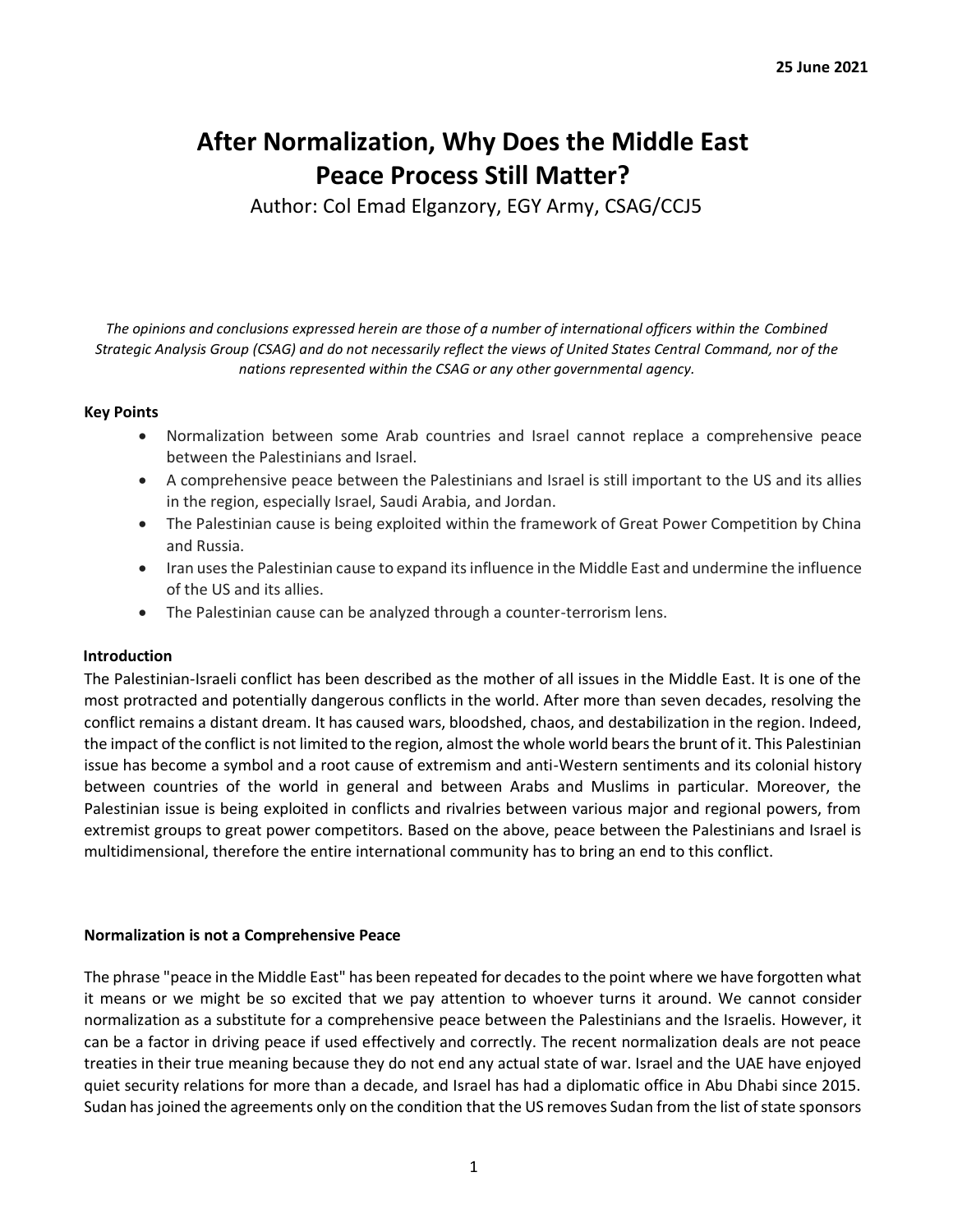**25 June 2021**

# After Normalization, Why Does the Middle East Peace Process Still Matter?

Author: Col Emad Elganzory, EGY Army, CSAG/CCJ5

*The opinions and conclusions expressed herein are those of a number of international officers within the Combined Strategic Analysis Group (CSAG) and do not necessarily reflect the views of United States Central Command, nor of the nations represented within the CSAG or any other governmental agency.*

**Key Points**

- Normalization between some Arab countries and Israel cannot replace a comprehensive peace between the Palestinians and Israel.
- A comprehensive peace between the Palestinians and Israel is still important to the US and its allies in the region, especially Israel, Saudi Arabia, and Jordan.
- The Palestinian cause is being exploited within the framework of Great Power Competition by China and Russia.
- Iran uses the Palestinian cause to expand its influence in the Middle East and undermine the influence of the US and its allies.
- The Palestinian cause can be analyzed through a counter-terrorism lens.

**Introduction**

The Palestinian-Israeli conflict has been described as the mother of all issues in the Middle East. It is one of the most protracted and potentially dangerous conflicts in the world. After more than seven decades, resolving the conflict remains a distant dream. It has caused wars, bloodshed, chaos, and destabilization in the region. Indeed, the impact of the conflict is not limited to the region, almost the whole world bears the brunt of it. This Palestinian issue has become a symbol and a root cause of extremism and anti-Western sentiments and its colonial history between countries of the world in general and between Arabs and Muslims in particular. Moreover, the Palestinian issue is being exploited in conflicts and rivalries between various major and regional powers, from extremist groups to great power competitors. Based on the above, peace between the Palestinians and Israel is multidimensional, therefore the entire international community has to bring an end to this conflict.

**Normalization is not a Comprehensive Peace**

The phrase "peace in the Middle East" has been repeated for decades to the point where we have forgotten what it means or we might be so excited that we pay attention to whoever turns it around. We cannot consider normalization as a substitute for a comprehensive peace between the Palestinians and the Israelis. However, it can be a factor in driving peace if used effectively and correctly. The recent normalization deals are not peace treaties in their true meaning because they do not end any actual state of war. Israel and the UAE have enjoyed quiet security relations for more than a decade, and Israel has had a diplomatic office in Abu Dhabi since 2015. Sudan has joined the agreements only on the condition that the US removes Sudan from the list of state sponsors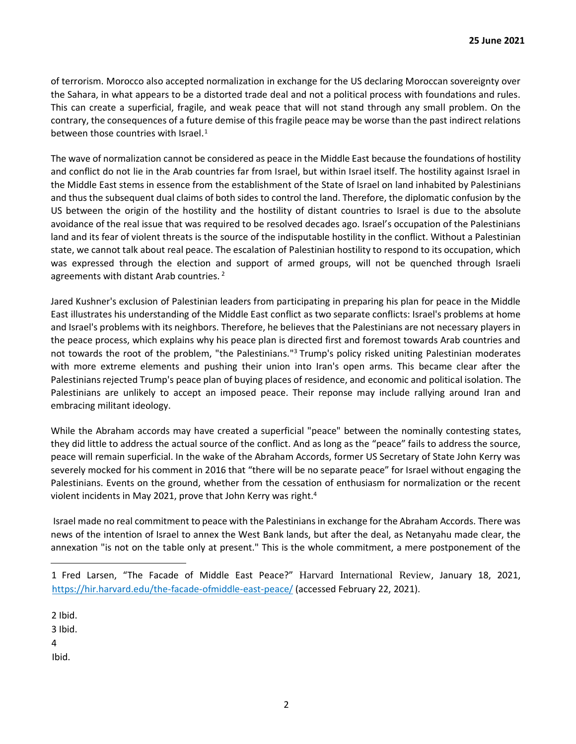of terrorism. Morocco also accepted normalization in exchange for the US declaring Moroccan sovereignty over the Sahara, in what appears to be a distorted trade deal and not a political process with foundations and rules. This can create a superficial, fragile, and weak peace that will not stand through any small problem. On the contrary, the consequences of a future demise of this fragile peace may be worse than the past indirect relations between those countries with Israel.[1]

The wave of normalization cannot be considered as peace in the Middle East because the foundations of hostility and conflict do not lie in the Arab countries far from Israel, but within Israel itself. The hostility against Israel in the Middle East stems in essence from the establishment of the State of Israel on land inhabited by Palestinians and thus the subsequent dual claims of both sides to control the land. Therefore, the diplomatic confusion by the US between the origin of the hostility and the hostility of distant countries to Israel is due to the absolute avoidance of the real issue that was required to be resolved decades ago. Israel's occupation of the Palestinians land and its fear of violent threats is the source of the indisputable hostility in the conflict. Without a Palestinian state, we cannot talk about real peace. The escalation of Palestinian hostility to respond to its occupation, which was expressed through the election and support of armed groups, will not be quenched through Israeli agreements with distant Arab countries. [2]

Jared Kushner's exclusion of Palestinian leaders from participating in preparing his plan for peace in the Middle East illustrates his understanding of the Middle East conflict as two separate conflicts: Israel's problems at home and Israel's problems with its neighbors. Therefore, he believes that the Palestinians are not necessary players in the peace process, which explains why his peace plan is directed first and foremost towards Arab countries and not towards the root of the problem, "the Palestinians."[3] Trump's policy risked uniting Palestinian moderates with more extreme elements and pushing their union into Iran's open arms. This became clear after the Palestinians rejected Trump's peace plan of buying places of residence, and economic and political isolation. The Palestinians are unlikely to accept an imposed peace. Their reponse may include rallying around Iran and embracing militant ideology.

While the Abraham accords may have created a superficial "peace" between the nominally contesting states, they did little to address the actual source of the conflict. And as long as the "peace" fails to address the source, peace will remain superficial. In the wake of the Abraham Accords, former US Secretary of State John Kerry was severely mocked for his comment in 2016 that "there will be no separate peace" for Israel without engaging the Palestinians. Events on the ground, whether from the cessation of enthusiasm for normalization or the recent violent incidents in May 2021, prove that John Kerry was right.[4]

Israel made no real commitment to peace with the Palestinians in exchange for the Abraham Accords. There was news of the intention of Israel to annex the West Bank lands, but after the deal, as Netanyahu made clear, the annexation "is not on the table only at present." This is the whole commitment, a mere postponement of the

---

1 Fred Larsen, "The Facade of Middle East Peace?" Harvard International Review, January 18, 2021, https://hir.harvard.edu/the-facade-ofmiddle-east-peace/ (accessed February 22, 2021).

2 Ibid.

3 Ibid.

4 Ibid.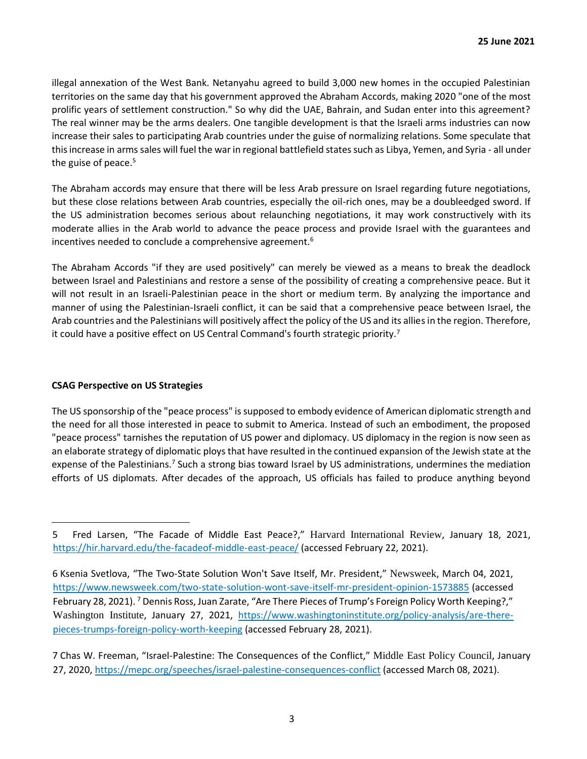illegal annexation of the West Bank. Netanyahu agreed to build 3,000 new homes in the occupied Palestinian territories on the same day that his government approved the Abraham Accords, making 2020 "one of the most prolific years of settlement construction." So why did the UAE, Bahrain, and Sudan enter into this agreement? The real winner may be the arms dealers. One tangible development is that the Israeli arms industries can now increase their sales to participating Arab countries under the guise of normalizing relations. Some speculate that this increase in arms sales will fuel the war in regional battlefield states such as Libya, Yemen, and Syria - all under the guise of peace.[5]

The Abraham accords may ensure that there will be less Arab pressure on Israel regarding future negotiations, but these close relations between Arab countries, especially the oil-rich ones, may be a doubleedged sword. If the US administration becomes serious about relaunching negotiations, it may work constructively with its moderate allies in the Arab world to advance the peace process and provide Israel with the guarantees and incentives needed to conclude a comprehensive agreement.[6]

The Abraham Accords "if they are used positively" can merely be viewed as a means to break the deadlock between Israel and Palestinians and restore a sense of the possibility of creating a comprehensive peace. But it will not result in an Israeli-Palestinian peace in the short or medium term. By analyzing the importance and manner of using the Palestinian-Israeli conflict, it can be said that a comprehensive peace between Israel, the Arab countries and the Palestinians will positively affect the policy of the US and its allies in the region. Therefore, it could have a positive effect on US Central Command's fourth strategic priority.[7]

**CSAG Perspective on US Strategies**

The US sponsorship of the "peace process" is supposed to embody evidence of American diplomatic strength and the need for all those interested in peace to submit to America. Instead of such an embodiment, the proposed "peace process" tarnishes the reputation of US power and diplomacy. US diplomacy in the region is now seen as an elaborate strategy of diplomatic ploys that have resulted in the continued expansion of the Jewish state at the expense of the Palestinians.[7] Such a strong bias toward Israel by US administrations, undermines the mediation efforts of US diplomats. After decades of the approach, US officials has failed to produce anything beyond

---

5 Fred Larsen, "The Facade of Middle East Peace?," Harvard International Review, January 18, 2021, https://hir.harvard.edu/the-facadeof-middle-east-peace/ (accessed February 22, 2021).

6 Ksenia Svetlova, "The Two-State Solution Won't Save Itself, Mr. President," Newsweek, March 04, 2021, https://www.newsweek.com/two-state-solution-wont-save-itself-mr-president-opinion-1573885 (accessed February 28, 2021). [7] Dennis Ross, Juan Zarate, "Are There Pieces of Trump's Foreign Policy Worth Keeping?," Washington Institute, January 27, 2021, https://www.washingtoninstitute.org/policy-analysis/are-there-pieces-trumps-foreign-policy-worth-keeping (accessed February 28, 2021).

7 Chas W. Freeman, "Israel-Palestine: The Consequences of the Conflict," Middle East Policy Council, January 27, 2020, https://mepc.org/speeches/israel-palestine-consequences-conflict (accessed March 08, 2021).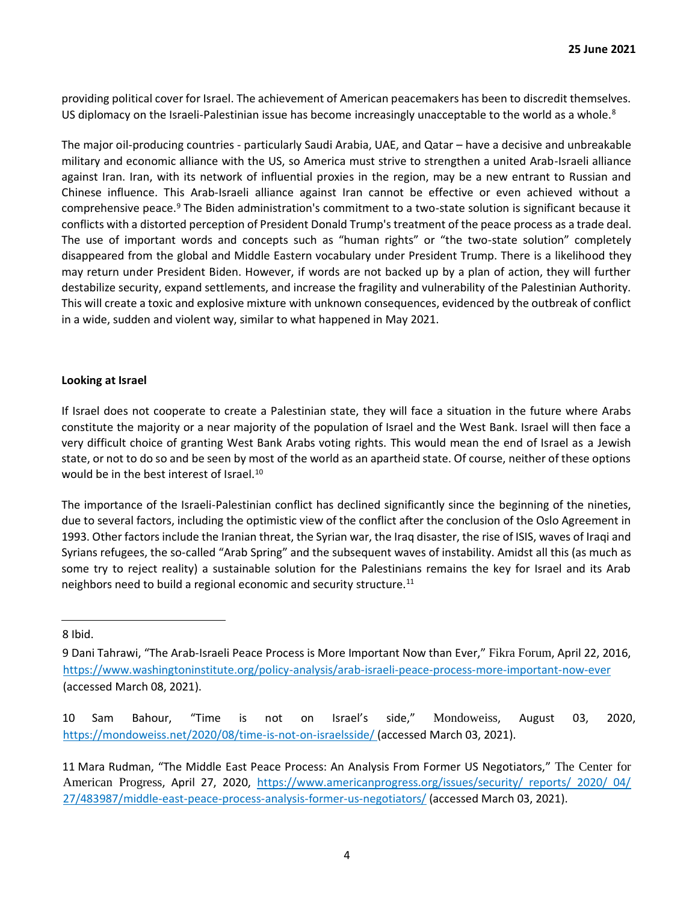providing political cover for Israel. The achievement of American peacemakers has been to discredit themselves. US diplomacy on the Israeli-Palestinian issue has become increasingly unacceptable to the world as a whole.[8]

The major oil-producing countries - particularly Saudi Arabia, UAE, and Qatar – have a decisive and unbreakable military and economic alliance with the US, so America must strive to strengthen a united Arab-Israeli alliance against Iran. Iran, with its network of influential proxies in the region, may be a new entrant to Russian and Chinese influence. This Arab-Israeli alliance against Iran cannot be effective or even achieved without a comprehensive peace.[9] The Biden administration's commitment to a two-state solution is significant because it conflicts with a distorted perception of President Donald Trump's treatment of the peace process as a trade deal. The use of important words and concepts such as "human rights" or "the two-state solution" completely disappeared from the global and Middle Eastern vocabulary under President Trump. There is a likelihood they may return under President Biden. However, if words are not backed up by a plan of action, they will further destabilize security, expand settlements, and increase the fragility and vulnerability of the Palestinian Authority. This will create a toxic and explosive mixture with unknown consequences, evidenced by the outbreak of conflict in a wide, sudden and violent way, similar to what happened in May 2021.

**Looking at Israel**

If Israel does not cooperate to create a Palestinian state, they will face a situation in the future where Arabs constitute the majority or a near majority of the population of Israel and the West Bank. Israel will then face a very difficult choice of granting West Bank Arabs voting rights. This would mean the end of Israel as a Jewish state, or not to do so and be seen by most of the world as an apartheid state. Of course, neither of these options would be in the best interest of Israel.[10]

The importance of the Israeli-Palestinian conflict has declined significantly since the beginning of the nineties, due to several factors, including the optimistic view of the conflict after the conclusion of the Oslo Agreement in 1993. Other factors include the Iranian threat, the Syrian war, the Iraq disaster, the rise of ISIS, waves of Iraqi and Syrians refugees, the so-called "Arab Spring" and the subsequent waves of instability. Amidst all this (as much as some try to reject reality) a sustainable solution for the Palestinians remains the key for Israel and its Arab neighbors need to build a regional economic and security structure.[11]

---

8 Ibid.

9 Dani Tahrawi, "The Arab-Israeli Peace Process is More Important Now than Ever," Fikra Forum, April 22, 2016, https://www.washingtoninstitute.org/policy-analysis/arab-israeli-peace-process-more-important-now-ever (accessed March 08, 2021).

10 Sam Bahour, "Time is not on Israel's side," Mondoweiss, August 03, 2020, https://mondoweiss.net/2020/08/time-is-not-on-israelsside/ (accessed March 03, 2021).

11 Mara Rudman, "The Middle East Peace Process: An Analysis From Former US Negotiators," The Center for American Progress, April 27, 2020, https://www.americanprogress.org/issues/security/ reports/ 2020/ 04/ 27/483987/middle-east-peace-process-analysis-former-us-negotiators/ (accessed March 03, 2021).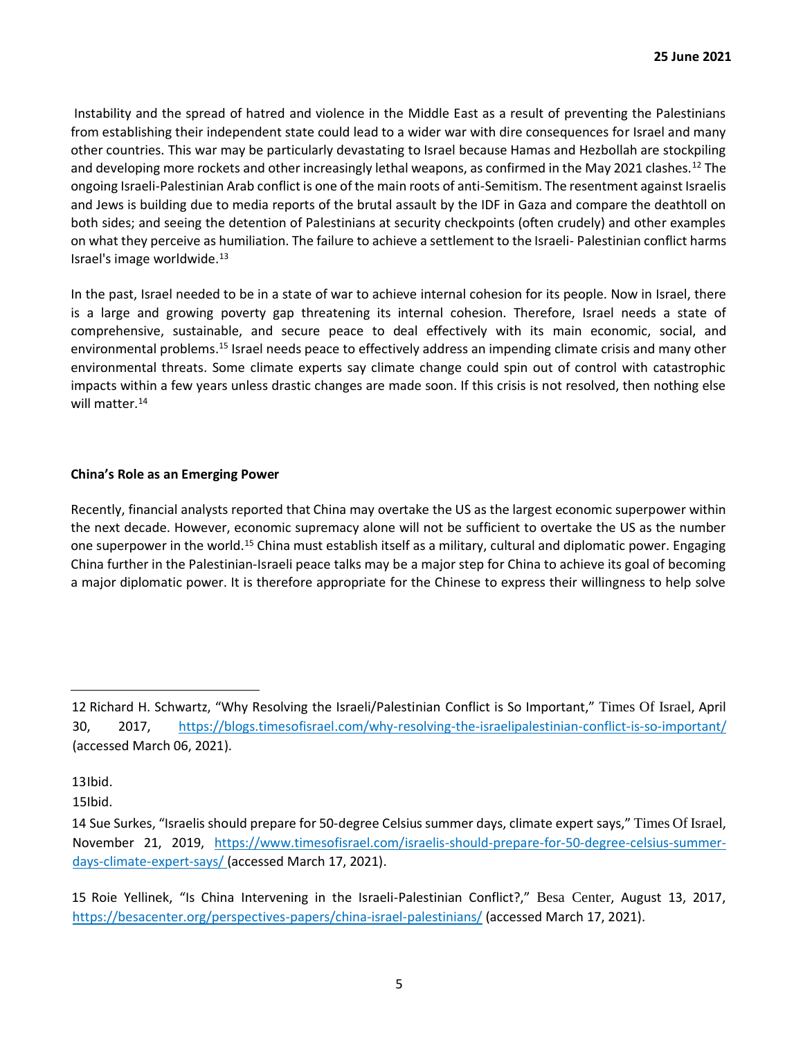Instability and the spread of hatred and violence in the Middle East as a result of preventing the Palestinians from establishing their independent state could lead to a wider war with dire consequences for Israel and many other countries. This war may be particularly devastating to Israel because Hamas and Hezbollah are stockpiling and developing more rockets and other increasingly lethal weapons, as confirmed in the May 2021 clashes.[12] The ongoing Israeli-Palestinian Arab conflict is one of the main roots of anti-Semitism. The resentment against Israelis and Jews is building due to media reports of the brutal assault by the IDF in Gaza and compare the deathtoll on both sides; and seeing the detention of Palestinians at security checkpoints (often crudely) and other examples on what they perceive as humiliation. The failure to achieve a settlement to the Israeli- Palestinian conflict harms Israel's image worldwide.[13]

In the past, Israel needed to be in a state of war to achieve internal cohesion for its people. Now in Israel, there is a large and growing poverty gap threatening its internal cohesion. Therefore, Israel needs a state of comprehensive, sustainable, and secure peace to deal effectively with its main economic, social, and environmental problems.[15] Israel needs peace to effectively address an impending climate crisis and many other environmental threats. Some climate experts say climate change could spin out of control with catastrophic impacts within a few years unless drastic changes are made soon. If this crisis is not resolved, then nothing else will matter.[14]

**China's Role as an Emerging Power**

Recently, financial analysts reported that China may overtake the US as the largest economic superpower within the next decade. However, economic supremacy alone will not be sufficient to overtake the US as the number one superpower in the world.[15] China must establish itself as a military, cultural and diplomatic power. Engaging China further in the Palestinian-Israeli peace talks may be a major step for China to achieve its goal of becoming a major diplomatic power. It is therefore appropriate for the Chinese to express their willingness to help solve

---

12 Richard H. Schwartz, "Why Resolving the Israeli/Palestinian Conflict is So Important," Times Of Israel, April 30, 2017, https://blogs.timesofisrael.com/why-resolving-the-israelipalestinian-conflict-is-so-important/ (accessed March 06, 2021).

13Ibid.

15Ibid.

14 Sue Surkes, "Israelis should prepare for 50-degree Celsius summer days, climate expert says," Times Of Israel, November 21, 2019, https://www.timesofisrael.com/israelis-should-prepare-for-50-degree-celsius-summer-days-climate-expert-says/ (accessed March 17, 2021).

15 Roie Yellinek, "Is China Intervening in the Israeli-Palestinian Conflict?," Besa Center, August 13, 2017, https://besacenter.org/perspectives-papers/china-israel-palestinians/ (accessed March 17, 2021).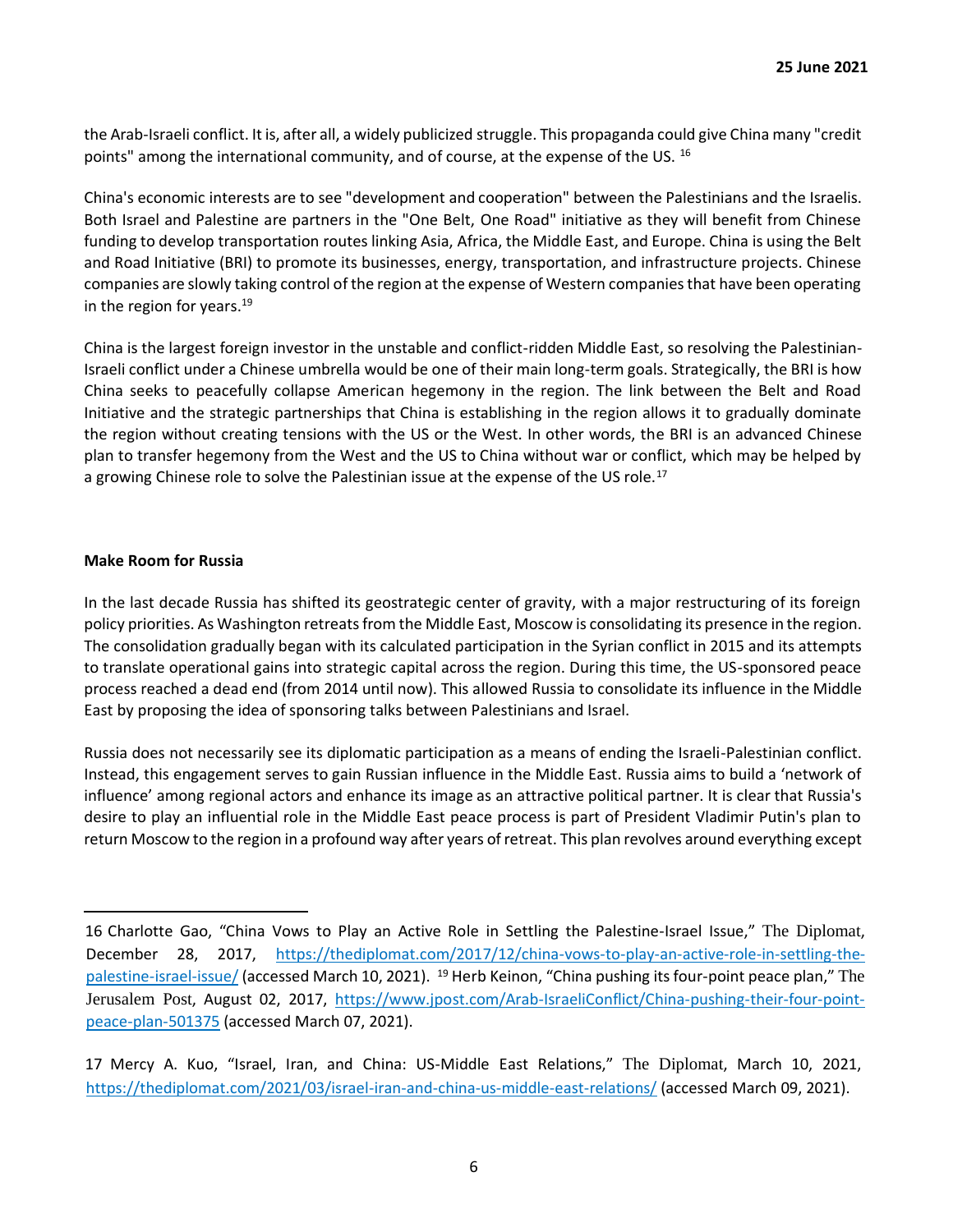the Arab-Israeli conflict. It is, after all, a widely publicized struggle. This propaganda could give China many "credit points" among the international community, and of course, at the expense of the US. [16]

China's economic interests are to see "development and cooperation" between the Palestinians and the Israelis. Both Israel and Palestine are partners in the "One Belt, One Road" initiative as they will benefit from Chinese funding to develop transportation routes linking Asia, Africa, the Middle East, and Europe. China is using the Belt and Road Initiative (BRI) to promote its businesses, energy, transportation, and infrastructure projects. Chinese companies are slowly taking control of the region at the expense of Western companies that have been operating in the region for years.[19]

China is the largest foreign investor in the unstable and conflict-ridden Middle East, so resolving the Palestinian-Israeli conflict under a Chinese umbrella would be one of their main long-term goals. Strategically, the BRI is how China seeks to peacefully collapse American hegemony in the region. The link between the Belt and Road Initiative and the strategic partnerships that China is establishing in the region allows it to gradually dominate the region without creating tensions with the US or the West. In other words, the BRI is an advanced Chinese plan to transfer hegemony from the West and the US to China without war or conflict, which may be helped by a growing Chinese role to solve the Palestinian issue at the expense of the US role.[17]

**Make Room for Russia**

In the last decade Russia has shifted its geostrategic center of gravity, with a major restructuring of its foreign policy priorities. As Washington retreats from the Middle East, Moscow is consolidating its presence in the region. The consolidation gradually began with its calculated participation in the Syrian conflict in 2015 and its attempts to translate operational gains into strategic capital across the region. During this time, the US-sponsored peace process reached a dead end (from 2014 until now). This allowed Russia to consolidate its influence in the Middle East by proposing the idea of sponsoring talks between Palestinians and Israel.

Russia does not necessarily see its diplomatic participation as a means of ending the Israeli-Palestinian conflict. Instead, this engagement serves to gain Russian influence in the Middle East. Russia aims to build a 'network of influence' among regional actors and enhance its image as an attractive political partner. It is clear that Russia's desire to play an influential role in the Middle East peace process is part of President Vladimir Putin's plan to return Moscow to the region in a profound way after years of retreat. This plan revolves around everything except

---

16 Charlotte Gao, "China Vows to Play an Active Role in Settling the Palestine-Israel Issue," The Diplomat, December 28, 2017, https://thediplomat.com/2017/12/china-vows-to-play-an-active-role-in-settling-the-palestine-israel-issue/ (accessed March 10, 2021). [19] Herb Keinon, "China pushing its four-point peace plan," The Jerusalem Post, August 02, 2017, https://www.jpost.com/Arab-IsraeliConflict/China-pushing-their-four-point-peace-plan-501375 (accessed March 07, 2021).

17 Mercy A. Kuo, "Israel, Iran, and China: US-Middle East Relations," The Diplomat, March 10, 2021, https://thediplomat.com/2021/03/israel-iran-and-china-us-middle-east-relations/ (accessed March 09, 2021).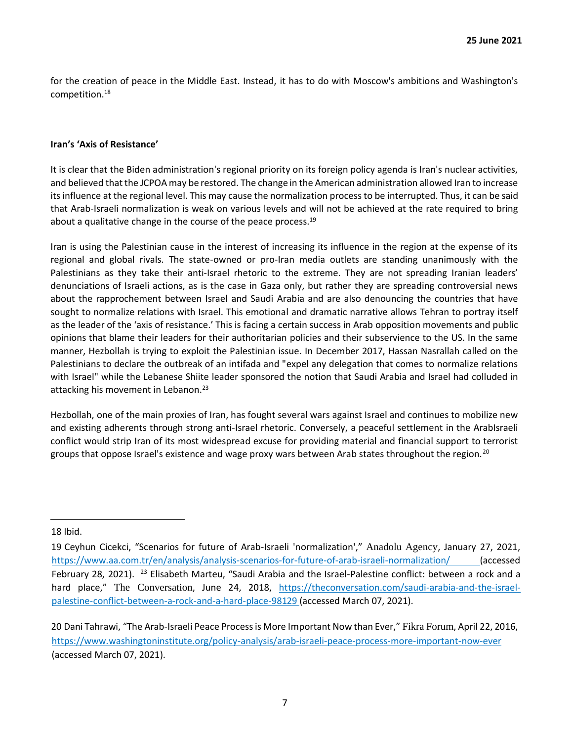for the creation of peace in the Middle East. Instead, it has to do with Moscow's ambitions and Washington's competition.[18]

**Iran's 'Axis of Resistance'**

It is clear that the Biden administration's regional priority on its foreign policy agenda is Iran's nuclear activities, and believed that the JCPOA may be restored. The change in the American administration allowed Iran to increase its influence at the regional level. This may cause the normalization process to be interrupted. Thus, it can be said that Arab-Israeli normalization is weak on various levels and will not be achieved at the rate required to bring about a qualitative change in the course of the peace process.[19]

Iran is using the Palestinian cause in the interest of increasing its influence in the region at the expense of its regional and global rivals. The state-owned or pro-Iran media outlets are standing unanimously with the Palestinians as they take their anti-Israel rhetoric to the extreme. They are not spreading Iranian leaders' denunciations of Israeli actions, as is the case in Gaza only, but rather they are spreading controversial news about the rapprochement between Israel and Saudi Arabia and are also denouncing the countries that have sought to normalize relations with Israel. This emotional and dramatic narrative allows Tehran to portray itself as the leader of the 'axis of resistance.' This is facing a certain success in Arab opposition movements and public opinions that blame their leaders for their authoritarian policies and their subservience to the US. In the same manner, Hezbollah is trying to exploit the Palestinian issue. In December 2017, Hassan Nasrallah called on the Palestinians to declare the outbreak of an intifada and "expel any delegation that comes to normalize relations with Israel" while the Lebanese Shiite leader sponsored the notion that Saudi Arabia and Israel had colluded in attacking his movement in Lebanon.[23]

Hezbollah, one of the main proxies of Iran, has fought several wars against Israel and continues to mobilize new and existing adherents through strong anti-Israel rhetoric. Conversely, a peaceful settlement in the ArabIsraeli conflict would strip Iran of its most widespread excuse for providing material and financial support to terrorist groups that oppose Israel's existence and wage proxy wars between Arab states throughout the region.[20]

---

18 Ibid.

19 Ceyhun Cicekci, "Scenarios for future of Arab-Israeli 'normalization'," Anadolu Agency, January 27, 2021, https://www.aa.com.tr/en/analysis/analysis-scenarios-for-future-of-arab-israeli-normalization/ (accessed February 28, 2021). [23] Elisabeth Marteu, "Saudi Arabia and the Israel-Palestine conflict: between a rock and a hard place," The Conversation, June 24, 2018, https://theconversation.com/saudi-arabia-and-the-israel-palestine-conflict-between-a-rock-and-a-hard-place-98129 (accessed March 07, 2021).

20 Dani Tahrawi, "The Arab-Israeli Peace Process is More Important Now than Ever," Fikra Forum, April 22, 2016, https://www.washingtoninstitute.org/policy-analysis/arab-israeli-peace-process-more-important-now-ever (accessed March 07, 2021).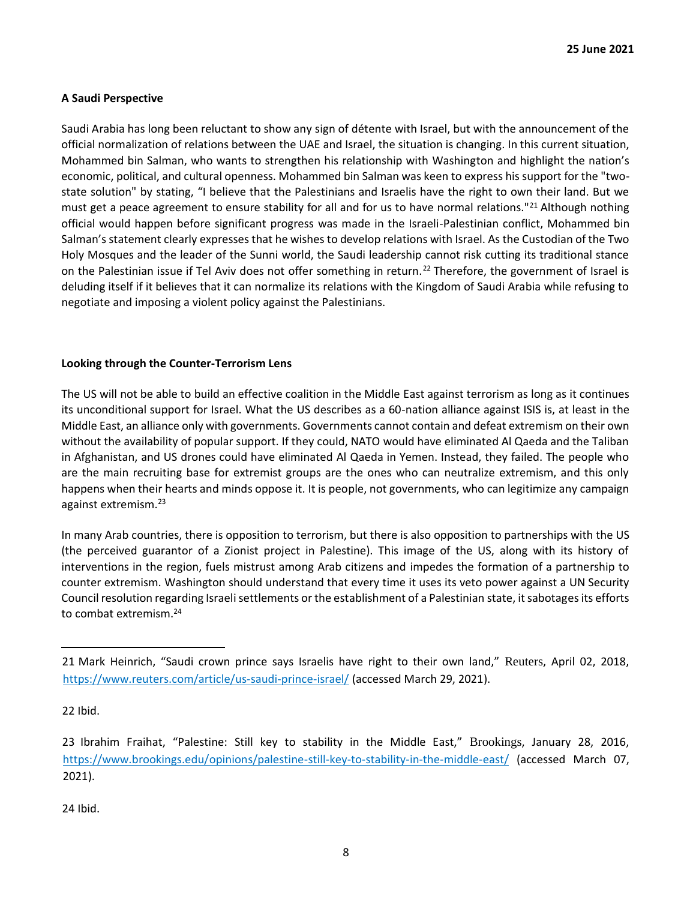25 June 2021

**A Saudi Perspective**

Saudi Arabia has long been reluctant to show any sign of détente with Israel, but with the announcement of the official normalization of relations between the UAE and Israel, the situation is changing. In this current situation, Mohammed bin Salman, who wants to strengthen his relationship with Washington and highlight the nation's economic, political, and cultural openness. Mohammed bin Salman was keen to express his support for the "two-state solution" by stating, "I believe that the Palestinians and Israelis have the right to own their land. But we must get a peace agreement to ensure stability for all and for us to have normal relations."[21] Although nothing official would happen before significant progress was made in the Israeli-Palestinian conflict, Mohammed bin Salman's statement clearly expresses that he wishes to develop relations with Israel. As the Custodian of the Two Holy Mosques and the leader of the Sunni world, the Saudi leadership cannot risk cutting its traditional stance on the Palestinian issue if Tel Aviv does not offer something in return.[22] Therefore, the government of Israel is deluding itself if it believes that it can normalize its relations with the Kingdom of Saudi Arabia while refusing to negotiate and imposing a violent policy against the Palestinians.

**Looking through the Counter-Terrorism Lens**

The US will not be able to build an effective coalition in the Middle East against terrorism as long as it continues its unconditional support for Israel. What the US describes as a 60-nation alliance against ISIS is, at least in the Middle East, an alliance only with governments. Governments cannot contain and defeat extremism on their own without the availability of popular support. If they could, NATO would have eliminated Al Qaeda and the Taliban in Afghanistan, and US drones could have eliminated Al Qaeda in Yemen. Instead, they failed. The people who are the main recruiting base for extremist groups are the ones who can neutralize extremism, and this only happens when their hearts and minds oppose it. It is people, not governments, who can legitimize any campaign against extremism.[23]

In many Arab countries, there is opposition to terrorism, but there is also opposition to partnerships with the US (the perceived guarantor of a Zionist project in Palestine). This image of the US, along with its history of interventions in the region, fuels mistrust among Arab citizens and impedes the formation of a partnership to counter extremism. Washington should understand that every time it uses its veto power against a UN Security Council resolution regarding Israeli settlements or the establishment of a Palestinian state, it sabotages its efforts to combat extremism.[24]

---

21 Mark Heinrich, "Saudi crown prince says Israelis have right to their own land," Reuters, April 02, 2018, https://www.reuters.com/article/us-saudi-prince-israel/ (accessed March 29, 2021).

22 Ibid.

23 Ibrahim Fraihat, "Palestine: Still key to stability in the Middle East," Brookings, January 28, 2016, https://www.brookings.edu/opinions/palestine-still-key-to-stability-in-the-middle-east/ (accessed March 07, 2021).

24 Ibid.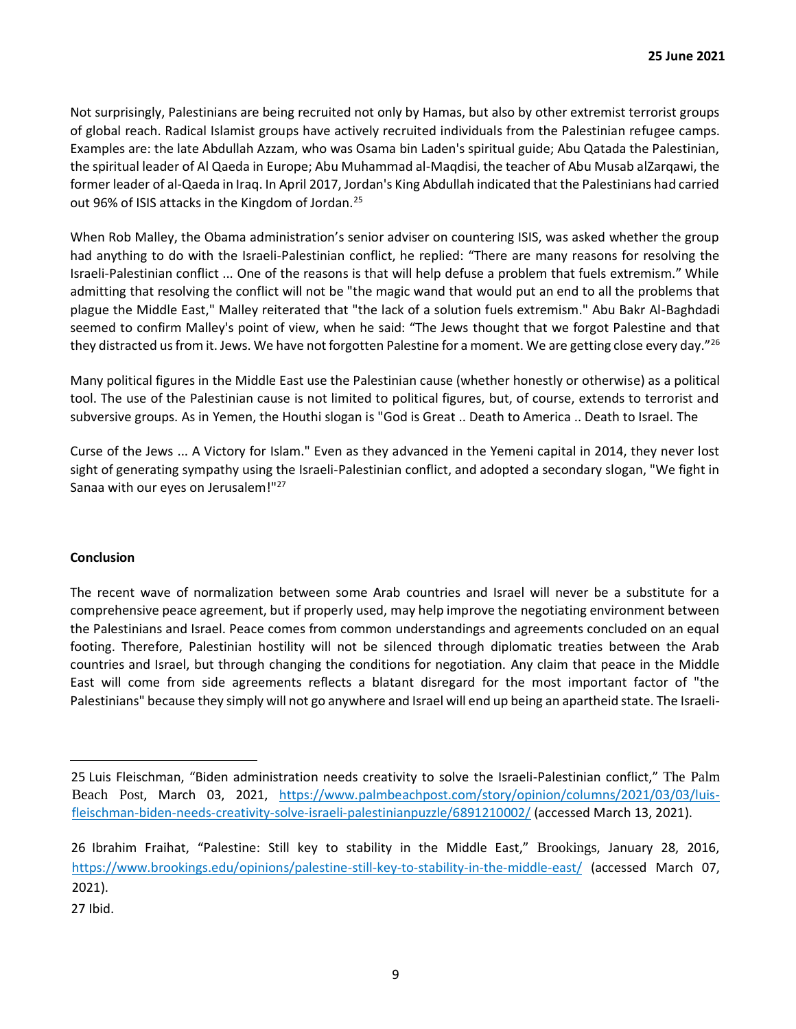Not surprisingly, Palestinians are being recruited not only by Hamas, but also by other extremist terrorist groups of global reach. Radical Islamist groups have actively recruited individuals from the Palestinian refugee camps. Examples are: the late Abdullah Azzam, who was Osama bin Laden's spiritual guide; Abu Qatada the Palestinian, the spiritual leader of Al Qaeda in Europe; Abu Muhammad al-Maqdisi, the teacher of Abu Musab alZarqawi, the former leader of al-Qaeda in Iraq. In April 2017, Jordan's King Abdullah indicated that the Palestinians had carried out 96% of ISIS attacks in the Kingdom of Jordan.[25]

When Rob Malley, the Obama administration's senior adviser on countering ISIS, was asked whether the group had anything to do with the Israeli-Palestinian conflict, he replied: "There are many reasons for resolving the Israeli-Palestinian conflict ... One of the reasons is that will help defuse a problem that fuels extremism." While admitting that resolving the conflict will not be "the magic wand that would put an end to all the problems that plague the Middle East," Malley reiterated that "the lack of a solution fuels extremism." Abu Bakr Al-Baghdadi seemed to confirm Malley's point of view, when he said: "The Jews thought that we forgot Palestine and that they distracted us from it. Jews. We have not forgotten Palestine for a moment. We are getting close every day."[26]

Many political figures in the Middle East use the Palestinian cause (whether honestly or otherwise) as a political tool. The use of the Palestinian cause is not limited to political figures, but, of course, extends to terrorist and subversive groups. As in Yemen, the Houthi slogan is "God is Great .. Death to America .. Death to Israel. The Curse of the Jews ... A Victory for Islam." Even as they advanced in the Yemeni capital in 2014, they never lost sight of generating sympathy using the Israeli-Palestinian conflict, and adopted a secondary slogan, "We fight in Sanaa with our eyes on Jerusalem!"[27]

**Conclusion**

The recent wave of normalization between some Arab countries and Israel will never be a substitute for a comprehensive peace agreement, but if properly used, may help improve the negotiating environment between the Palestinians and Israel. Peace comes from common understandings and agreements concluded on an equal footing. Therefore, Palestinian hostility will not be silenced through diplomatic treaties between the Arab countries and Israel, but through changing the conditions for negotiation. Any claim that peace in the Middle East will come from side agreements reflects a blatant disregard for the most important factor of "the Palestinians" because they simply will not go anywhere and Israel will end up being an apartheid state. The Israeli-

---

25 Luis Fleischman, "Biden administration needs creativity to solve the Israeli-Palestinian conflict," The Palm Beach Post, March 03, 2021, https://www.palmbeachpost.com/story/opinion/columns/2021/03/03/luis-fleischman-biden-needs-creativity-solve-israeli-palestinianpuzzle/6891210002/ (accessed March 13, 2021).

26 Ibrahim Fraihat, "Palestine: Still key to stability in the Middle East," Brookings, January 28, 2016, https://www.brookings.edu/opinions/palestine-still-key-to-stability-in-the-middle-east/ (accessed March 07, 2021).

27 Ibid.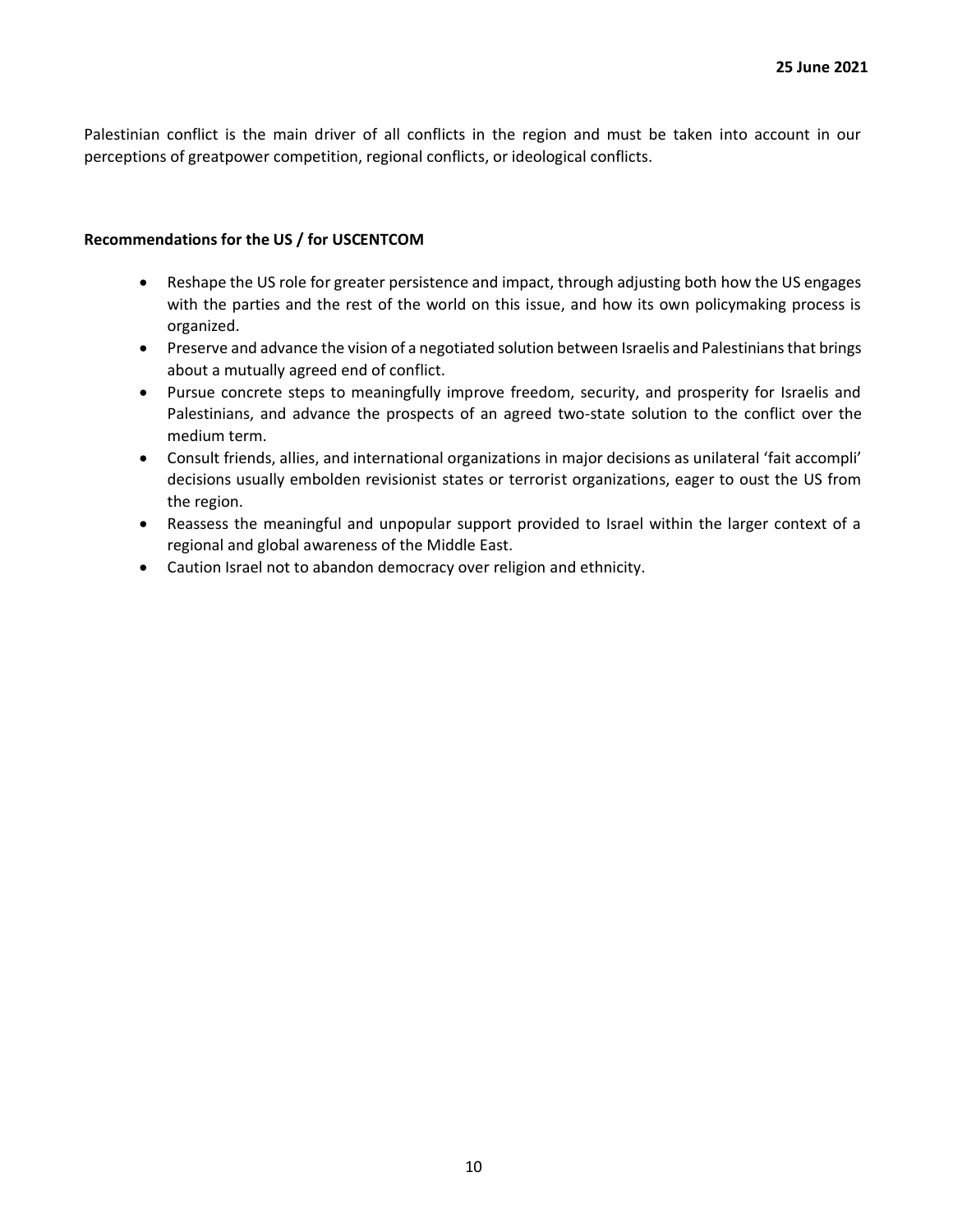Palestinian conflict is the main driver of all conflicts in the region and must be taken into account in our perceptions of greatpower competition, regional conflicts, or ideological conflicts.

**Recommendations for the US / for USCENTCOM**

- Reshape the US role for greater persistence and impact, through adjusting both how the US engages with the parties and the rest of the world on this issue, and how its own policymaking process is organized.
- Preserve and advance the vision of a negotiated solution between Israelis and Palestinians that brings about a mutually agreed end of conflict.
- Pursue concrete steps to meaningfully improve freedom, security, and prosperity for Israelis and Palestinians, and advance the prospects of an agreed two-state solution to the conflict over the medium term.
- Consult friends, allies, and international organizations in major decisions as unilateral 'fait accompli' decisions usually embolden revisionist states or terrorist organizations, eager to oust the US from the region.
- Reassess the meaningful and unpopular support provided to Israel within the larger context of a regional and global awareness of the Middle East.
- Caution Israel not to abandon democracy over religion and ethnicity.